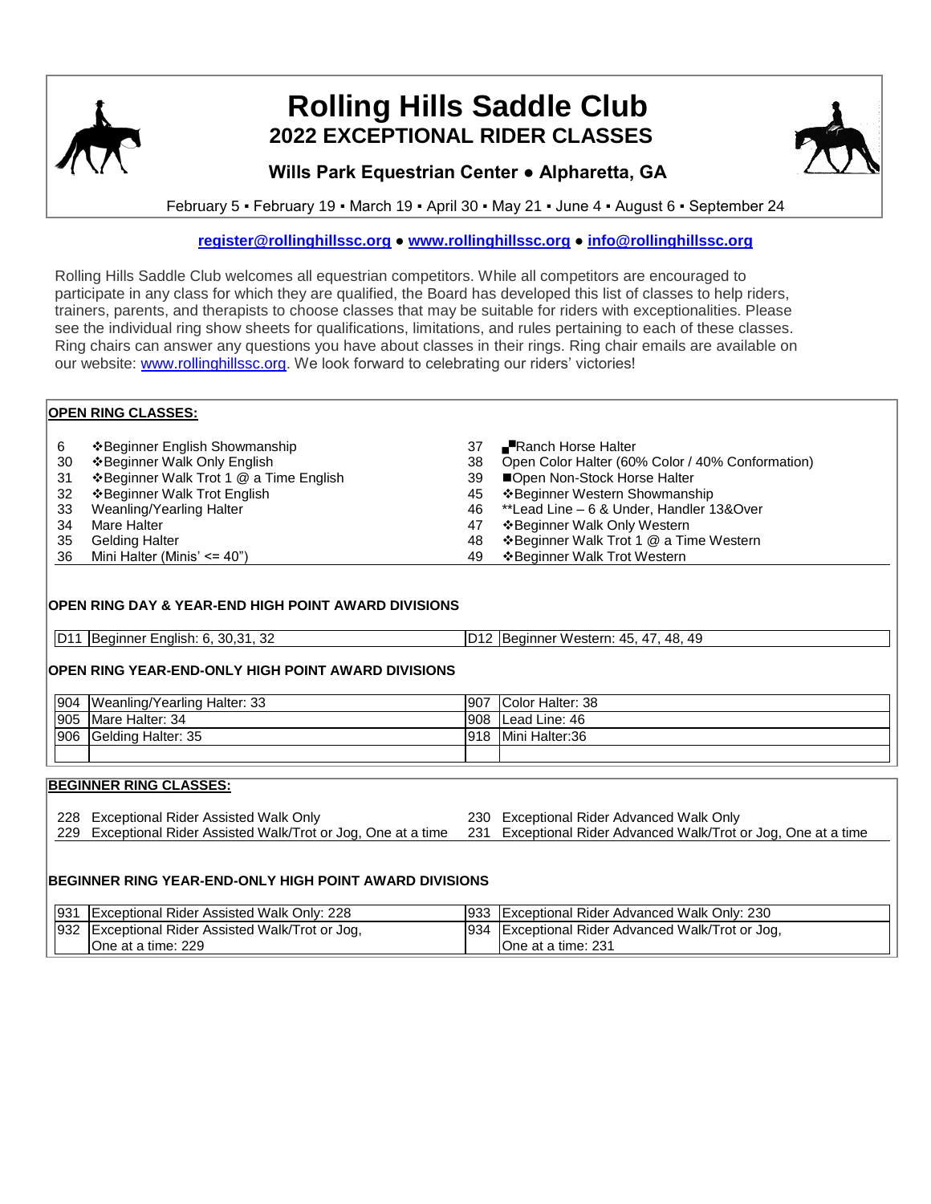# Rolling Hills Saddle Club

## 2022 EXCEPTIONAL RIDER CLASSES

### Wills Park Equestrian Center ● Alpharetta, GA

February 5 ▪ February 19 ▪ March 19 ▪ April 30 ▪ May 21 ▪ June 4 ▪ August 6 ▪ September 24

register@rollinghillssc.org ● www.rollinghillssc.org ● info@rollinghillssc.org

Rolling Hills Saddle Club welcomes all equestrian competitors. While all competitors are encouraged to participate in any class for which they are qualified, the Board has developed this list of classes to help riders, trainers, parents, and therapists to choose classes that may be suitable for riders with exceptionalities. Please see the individual ring show sheets for qualifications, limitations, and rules pertaining to each of these classes. Ring chairs can answer any questions you have about classes in their rings. Ring chair emails are available on our website: www.rollinghillssc.org. We look forward to celebrating our riders' victories!

**OPEN RING CLASSES:**

- 6 ❖Beginner English Showmanship
- 30 ❖Beginner Walk Only English
- 31 ❖Beginner Walk Trot 1 @ a Time English
- 32 ❖Beginner Walk Trot English
- 33 Weanling/Yearling Halter
- 34 Mare Halter
- 35 Gelding Halter
- 36 Mini Halter (Minis' <= 40")
- 37 ▪■Ranch Horse Halter
- 38 Open Color Halter (60% Color / 40% Conformation)
- 39 ■Open Non-Stock Horse Halter
- 45 ❖Beginner Western Showmanship
- 46 **Lead Line – 6 & Under, Handler 13&Over
- 47 ❖Beginner Walk Only Western
- 48 ❖Beginner Walk Trot 1 @ a Time Western
- 49 ❖Beginner Walk Trot Western

**OPEN RING DAY & YEAR-END HIGH POINT AWARD DIVISIONS**

| | | | |
|---|---|---|---|
| D11 | Beginner English: 6, 30,31, 32 | D12 | Beginner Western: 45, 47, 48, 49 |

**OPEN RING YEAR-END-ONLY HIGH POINT AWARD DIVISIONS**

| | | | |
|---|---|---|---|
| 904 | Weanling/Yearling Halter: 33 | 907 | Color Halter: 38 |
| 905 | Mare Halter: 34 | 908 | Lead Line: 46 |
| 906 | Gelding Halter: 35 | 918 | Mini Halter:36 |
| | | | |

**BEGINNER RING CLASSES:**

- 228 Exceptional Rider Assisted Walk Only
- 229 Exceptional Rider Assisted Walk/Trot or Jog, One at a time
- 230 Exceptional Rider Advanced Walk Only
- 231 Exceptional Rider Advanced Walk/Trot or Jog, One at a time

**BEGINNER RING YEAR-END-ONLY HIGH POINT AWARD DIVISIONS**

| | | | |
|---|---|---|---|
| 931 | Exceptional Rider Assisted Walk Only: 228 | 933 | Exceptional Rider Advanced Walk Only: 230 |
| 932 | Exceptional Rider Assisted Walk/Trot or Jog, One at a time: 229 | 934 | Exceptional Rider Advanced Walk/Trot or Jog, One at a time: 231 |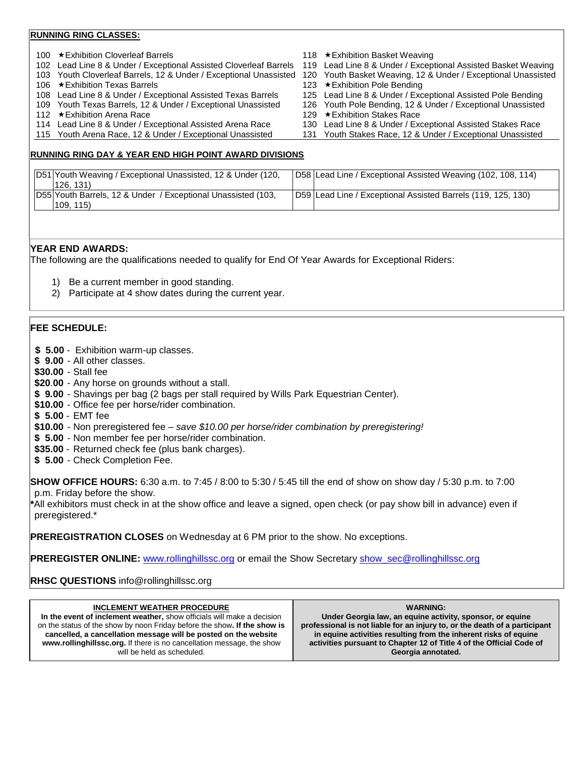**RUNNING RING CLASSES:**

100 ★Exhibition Cloverleaf Barrels
102 Lead Line 8 & Under / Exceptional Assisted Cloverleaf Barrels
103 Youth Cloverleaf Barrels, 12 & Under / Exceptional Unassisted
106 ★Exhibition Texas Barrels
108 Lead Line 8 & Under / Exceptional Assisted Texas Barrels
109 Youth Texas Barrels, 12 & Under / Exceptional Unassisted
112 ★Exhibition Arena Race
114 Lead Line 8 & Under / Exceptional Assisted Arena Race
115 Youth Arena Race, 12 & Under / Exceptional Unassisted

118 ★Exhibition Basket Weaving
119 Lead Line 8 & Under / Exceptional Assisted Basket Weaving
120 Youth Basket Weaving, 12 & Under / Exceptional Unassisted
123 ★Exhibition Pole Bending
125 Lead Line 8 & Under / Exceptional Assisted Pole Bending
126 Youth Pole Bending, 12 & Under / Exceptional Unassisted
129 ★Exhibition Stakes Race
130 Lead Line 8 & Under / Exceptional Assisted Stakes Race
131 Youth Stakes Race, 12 & Under / Exceptional Unassisted

**RUNNING RING DAY & YEAR END HIGH POINT AWARD DIVISIONS**

| | | | |
|---|---|---|---|
| D51 | Youth Weaving / Exceptional Unassisted, 12 & Under (120, 126, 131) | D58 | Lead Line / Exceptional Assisted Weaving (102, 108, 114) |
| D55 | Youth Barrels, 12 & Under / Exceptional Unassisted (103, 109, 115) | D59 | Lead Line / Exceptional Assisted Barrels (119, 125, 130) |

**YEAR END AWARDS:**

The following are the qualifications needed to qualify for End Of Year Awards for Exceptional Riders:

1) Be a current member in good standing.
2) Participate at 4 show dates during the current year.

**FEE SCHEDULE:**

**$ 5.00** - Exhibition warm-up classes.
**$ 9.00** - All other classes.
**$30.00** - Stall fee
**$20.00** - Any horse on grounds without a stall.
**$ 9.00** - Shavings per bag (2 bags per stall required by Wills Park Equestrian Center).
**$10.00** - Office fee per horse/rider combination.
**$ 5.00** - EMT fee
**$10.00** - Non preregistered fee – *save $10.00 per horse/rider combination by preregistering!*
**$ 5.00** - Non member fee per horse/rider combination.
**$35.00** - Returned check fee (plus bank charges).
**$ 5.00** - Check Completion Fee.

**SHOW OFFICE HOURS:** 6:30 a.m. to 7:45 / 8:00 to 5:30 / 5:45 till the end of show on show day / 5:30 p.m. to 7:00 p.m. Friday before the show.

**\***All exhibitors must check in at the show office and leave a signed, open check (or pay show bill in advance) even if preregistered.*

**PREREGISTRATION CLOSES** on Wednesday at 6 PM prior to the show. No exceptions.

**PREREGISTER ONLINE:** www.rollinghillssc.org or email the Show Secretary show_sec@rollinghillssc.org

**RHSC QUESTIONS** info@rollinghillssc.org

**INCLEMENT WEATHER PROCEDURE**

**In the event of inclement weather,** show officials will make a decision on the status of the show by noon Friday before the show**. If the show is cancelled, a cancellation message will be posted on the website www.rollinghillssc.org.** If there is no cancellation message, the show will be held as scheduled.

**WARNING:**

**Under Georgia law, an equine activity, sponsor, or equine professional is not liable for an injury to, or the death of a participant in equine activities resulting from the inherent risks of equine activities pursuant to Chapter 12 of Title 4 of the Official Code of Georgia annotated.**